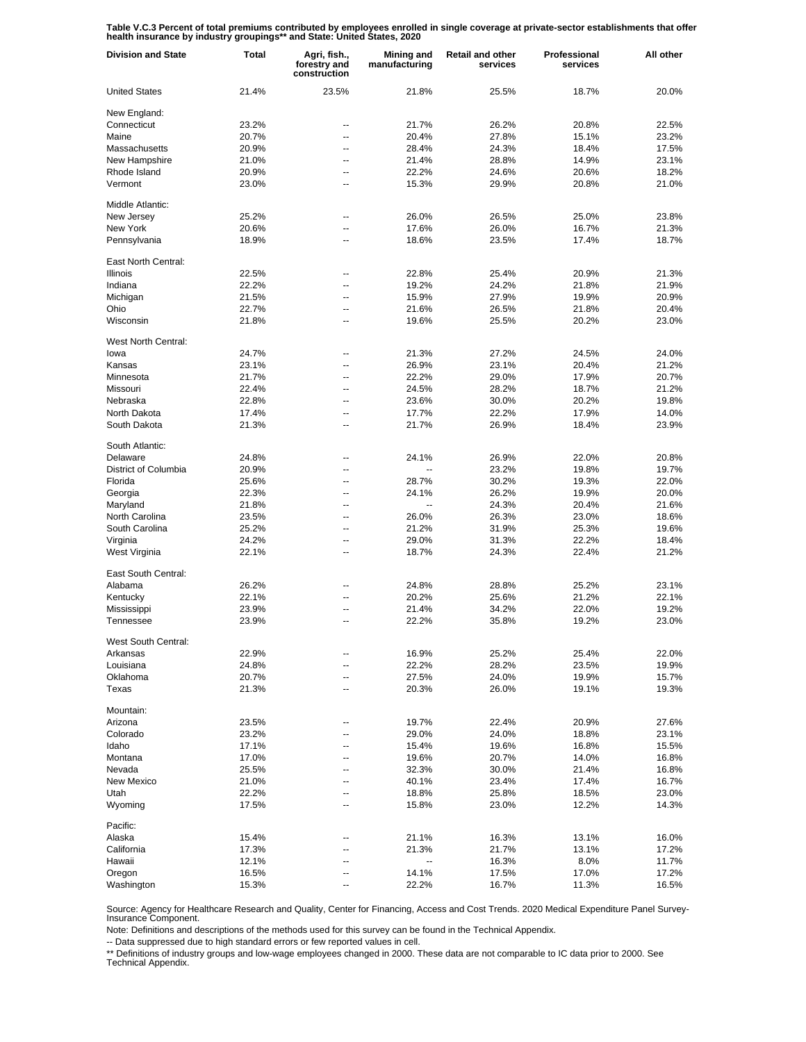**Table V.C.3 Percent of total premiums contributed by employees enrolled in single coverage at private-sector establishments that offer health insurance by industry groupings** and State: United States, 2020**

| Division and State | Total | Agri, fish., forestry and construction | Mining and manufacturing | Retail and other services | Professional services | All other |
|---|---|---|---|---|---|---|
| United States | 21.4% | 23.5% | 21.8% | 25.5% | 18.7% | 20.0% |
| New England: | | | | | | |
| Connecticut | 23.2% | -- | 21.7% | 26.2% | 20.8% | 22.5% |
| Maine | 20.7% | -- | 20.4% | 27.8% | 15.1% | 23.2% |
| Massachusetts | 20.9% | -- | 28.4% | 24.3% | 18.4% | 17.5% |
| New Hampshire | 21.0% | -- | 21.4% | 28.8% | 14.9% | 23.1% |
| Rhode Island | 20.9% | -- | 22.2% | 24.6% | 20.6% | 18.2% |
| Vermont | 23.0% | -- | 15.3% | 29.9% | 20.8% | 21.0% |
| Middle Atlantic: | | | | | | |
| New Jersey | 25.2% | -- | 26.0% | 26.5% | 25.0% | 23.8% |
| New York | 20.6% | -- | 17.6% | 26.0% | 16.7% | 21.3% |
| Pennsylvania | 18.9% | -- | 18.6% | 23.5% | 17.4% | 18.7% |
| East North Central: | | | | | | |
| Illinois | 22.5% | -- | 22.8% | 25.4% | 20.9% | 21.3% |
| Indiana | 22.2% | -- | 19.2% | 24.2% | 21.8% | 21.9% |
| Michigan | 21.5% | -- | 15.9% | 27.9% | 19.9% | 20.9% |
| Ohio | 22.7% | -- | 21.6% | 26.5% | 21.8% | 20.4% |
| Wisconsin | 21.8% | -- | 19.6% | 25.5% | 20.2% | 23.0% |
| West North Central: | | | | | | |
| Iowa | 24.7% | -- | 21.3% | 27.2% | 24.5% | 24.0% |
| Kansas | 23.1% | -- | 26.9% | 23.1% | 20.4% | 21.2% |
| Minnesota | 21.7% | -- | 22.2% | 29.0% | 17.9% | 20.7% |
| Missouri | 22.4% | -- | 24.5% | 28.2% | 18.7% | 21.2% |
| Nebraska | 22.8% | -- | 23.6% | 30.0% | 20.2% | 19.8% |
| North Dakota | 17.4% | -- | 17.7% | 22.2% | 17.9% | 14.0% |
| South Dakota | 21.3% | -- | 21.7% | 26.9% | 18.4% | 23.9% |
| South Atlantic: | | | | | | |
| Delaware | 24.8% | -- | 24.1% | 26.9% | 22.0% | 20.8% |
| District of Columbia | 20.9% | -- | -- | 23.2% | 19.8% | 19.7% |
| Florida | 25.6% | -- | 28.7% | 30.2% | 19.3% | 22.0% |
| Georgia | 22.3% | -- | 24.1% | 26.2% | 19.9% | 20.0% |
| Maryland | 21.8% | -- | -- | 24.3% | 20.4% | 21.6% |
| North Carolina | 23.5% | -- | 26.0% | 26.3% | 23.0% | 18.6% |
| South Carolina | 25.2% | -- | 21.2% | 31.9% | 25.3% | 19.6% |
| Virginia | 24.2% | -- | 29.0% | 31.3% | 22.2% | 18.4% |
| West Virginia | 22.1% | -- | 18.7% | 24.3% | 22.4% | 21.2% |
| East South Central: | | | | | | |
| Alabama | 26.2% | -- | 24.8% | 28.8% | 25.2% | 23.1% |
| Kentucky | 22.1% | -- | 20.2% | 25.6% | 21.2% | 22.1% |
| Mississippi | 23.9% | -- | 21.4% | 34.2% | 22.0% | 19.2% |
| Tennessee | 23.9% | -- | 22.2% | 35.8% | 19.2% | 23.0% |
| West South Central: | | | | | | |
| Arkansas | 22.9% | -- | 16.9% | 25.2% | 25.4% | 22.0% |
| Louisiana | 24.8% | -- | 22.2% | 28.2% | 23.5% | 19.9% |
| Oklahoma | 20.7% | -- | 27.5% | 24.0% | 19.9% | 15.7% |
| Texas | 21.3% | -- | 20.3% | 26.0% | 19.1% | 19.3% |
| Mountain: | | | | | | |
| Arizona | 23.5% | -- | 19.7% | 22.4% | 20.9% | 27.6% |
| Colorado | 23.2% | -- | 29.0% | 24.0% | 18.8% | 23.1% |
| Idaho | 17.1% | -- | 15.4% | 19.6% | 16.8% | 15.5% |
| Montana | 17.0% | -- | 19.6% | 20.7% | 14.0% | 16.8% |
| Nevada | 25.5% | -- | 32.3% | 30.0% | 21.4% | 16.8% |
| New Mexico | 21.0% | -- | 40.1% | 23.4% | 17.4% | 16.7% |
| Utah | 22.2% | -- | 18.8% | 25.8% | 18.5% | 23.0% |
| Wyoming | 17.5% | -- | 15.8% | 23.0% | 12.2% | 14.3% |
| Pacific: | | | | | | |
| Alaska | 15.4% | -- | 21.1% | 16.3% | 13.1% | 16.0% |
| California | 17.3% | -- | 21.3% | 21.7% | 13.1% | 17.2% |
| Hawaii | 12.1% | -- | -- | 16.3% | 8.0% | 11.7% |
| Oregon | 16.5% | -- | 14.1% | 17.5% | 17.0% | 17.2% |
| Washington | 15.3% | -- | 22.2% | 16.7% | 11.3% | 16.5% |

Source: Agency for Healthcare Research and Quality, Center for Financing, Access and Cost Trends. 2020 Medical Expenditure Panel Survey-Insurance Component.

Note: Definitions and descriptions of the methods used for this survey can be found in the Technical Appendix.

-- Data suppressed due to high standard errors or few reported values in cell.

** Definitions of industry groups and low-wage employees changed in 2000. These data are not comparable to IC data prior to 2000. See Technical Appendix.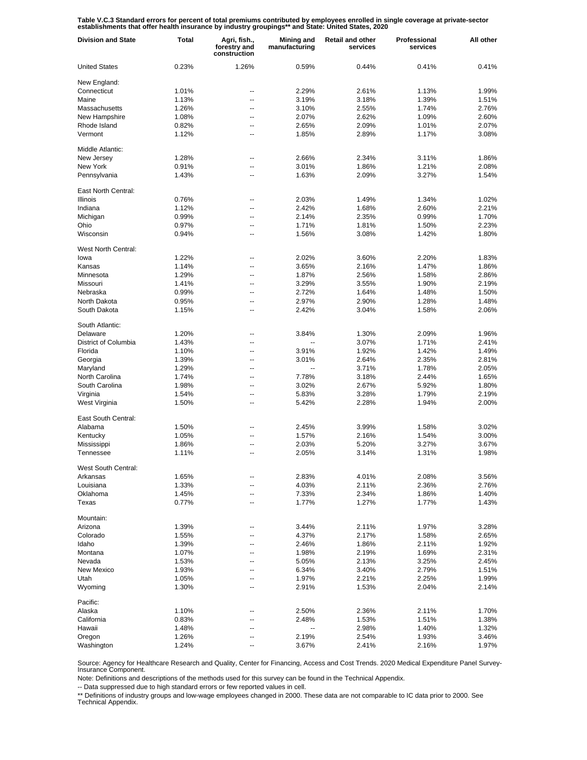**Table V.C.3 Standard errors for percent of total premiums contributed by employees enrolled in single coverage at private-sector establishments that offer health insurance by industry groupings** and State: United States, 2020**

| Division and State | Total | Agri, fish., forestry and construction | Mining and manufacturing | Retail and other services | Professional services | All other |
|---|---|---|---|---|---|---|
| United States | 0.23% | 1.26% | 0.59% | 0.44% | 0.41% | 0.41% |
| New England: | | | | | | |
| Connecticut | 1.01% | -- | 2.29% | 2.61% | 1.13% | 1.99% |
| Maine | 1.13% | -- | 3.19% | 3.18% | 1.39% | 1.51% |
| Massachusetts | 1.26% | -- | 3.10% | 2.55% | 1.74% | 2.76% |
| New Hampshire | 1.08% | -- | 2.07% | 2.62% | 1.09% | 2.60% |
| Rhode Island | 0.82% | -- | 2.65% | 2.09% | 1.01% | 2.07% |
| Vermont | 1.12% | -- | 1.85% | 2.89% | 1.17% | 3.08% |
| Middle Atlantic: | | | | | | |
| New Jersey | 1.28% | -- | 2.66% | 2.34% | 3.11% | 1.86% |
| New York | 0.91% | -- | 3.01% | 1.86% | 1.21% | 2.08% |
| Pennsylvania | 1.43% | -- | 1.63% | 2.09% | 3.27% | 1.54% |
| East North Central: | | | | | | |
| Illinois | 0.76% | -- | 2.03% | 1.49% | 1.34% | 1.02% |
| Indiana | 1.12% | -- | 2.42% | 1.68% | 2.60% | 2.21% |
| Michigan | 0.99% | -- | 2.14% | 2.35% | 0.99% | 1.70% |
| Ohio | 0.97% | -- | 1.71% | 1.81% | 1.50% | 2.23% |
| Wisconsin | 0.94% | -- | 1.56% | 3.08% | 1.42% | 1.80% |
| West North Central: | | | | | | |
| Iowa | 1.22% | -- | 2.02% | 3.60% | 2.20% | 1.83% |
| Kansas | 1.14% | -- | 3.65% | 2.16% | 1.47% | 1.86% |
| Minnesota | 1.29% | -- | 1.87% | 2.56% | 1.58% | 2.86% |
| Missouri | 1.41% | -- | 3.29% | 3.55% | 1.90% | 2.19% |
| Nebraska | 0.99% | -- | 2.72% | 1.64% | 1.48% | 1.50% |
| North Dakota | 0.95% | -- | 2.97% | 2.90% | 1.28% | 1.48% |
| South Dakota | 1.15% | -- | 2.42% | 3.04% | 1.58% | 2.06% |
| South Atlantic: | | | | | | |
| Delaware | 1.20% | -- | 3.84% | 1.30% | 2.09% | 1.96% |
| District of Columbia | 1.43% | -- | -- | 3.07% | 1.71% | 2.41% |
| Florida | 1.10% | -- | 3.91% | 1.92% | 1.42% | 1.49% |
| Georgia | 1.39% | -- | 3.01% | 2.64% | 2.35% | 2.81% |
| Maryland | 1.29% | -- | -- | 3.71% | 1.78% | 2.05% |
| North Carolina | 1.74% | -- | 7.78% | 3.18% | 2.44% | 1.65% |
| South Carolina | 1.98% | -- | 3.02% | 2.67% | 5.92% | 1.80% |
| Virginia | 1.54% | -- | 5.83% | 3.28% | 1.79% | 2.19% |
| West Virginia | 1.50% | -- | 5.42% | 2.28% | 1.94% | 2.00% |
| East South Central: | | | | | | |
| Alabama | 1.50% | -- | 2.45% | 3.99% | 1.58% | 3.02% |
| Kentucky | 1.05% | -- | 1.57% | 2.16% | 1.54% | 3.00% |
| Mississippi | 1.86% | -- | 2.03% | 5.20% | 3.27% | 3.67% |
| Tennessee | 1.11% | -- | 2.05% | 3.14% | 1.31% | 1.98% |
| West South Central: | | | | | | |
| Arkansas | 1.65% | -- | 2.83% | 4.01% | 2.08% | 3.56% |
| Louisiana | 1.33% | -- | 4.03% | 2.11% | 2.36% | 2.76% |
| Oklahoma | 1.45% | -- | 7.33% | 2.34% | 1.86% | 1.40% |
| Texas | 0.77% | -- | 1.77% | 1.27% | 1.77% | 1.43% |
| Mountain: | | | | | | |
| Arizona | 1.39% | -- | 3.44% | 2.11% | 1.97% | 3.28% |
| Colorado | 1.55% | -- | 4.37% | 2.17% | 1.58% | 2.65% |
| Idaho | 1.39% | -- | 2.46% | 1.86% | 2.11% | 1.92% |
| Montana | 1.07% | -- | 1.98% | 2.19% | 1.69% | 2.31% |
| Nevada | 1.53% | -- | 5.05% | 2.13% | 3.25% | 2.45% |
| New Mexico | 1.93% | -- | 6.34% | 3.40% | 2.79% | 1.51% |
| Utah | 1.05% | -- | 1.97% | 2.21% | 2.25% | 1.99% |
| Wyoming | 1.30% | -- | 2.91% | 1.53% | 2.04% | 2.14% |
| Pacific: | | | | | | |
| Alaska | 1.10% | -- | 2.50% | 2.36% | 2.11% | 1.70% |
| California | 0.83% | -- | 2.48% | 1.53% | 1.51% | 1.38% |
| Hawaii | 1.48% | -- | -- | 2.98% | 1.40% | 1.32% |
| Oregon | 1.26% | -- | 2.19% | 2.54% | 1.93% | 3.46% |
| Washington | 1.24% | -- | 3.67% | 2.41% | 2.16% | 1.97% |

Source: Agency for Healthcare Research and Quality, Center for Financing, Access and Cost Trends. 2020 Medical Expenditure Panel Survey-Insurance Component.

Note: Definitions and descriptions of the methods used for this survey can be found in the Technical Appendix.

-- Data suppressed due to high standard errors or few reported values in cell.

** Definitions of industry groups and low-wage employees changed in 2000. These data are not comparable to IC data prior to 2000. See Technical Appendix.